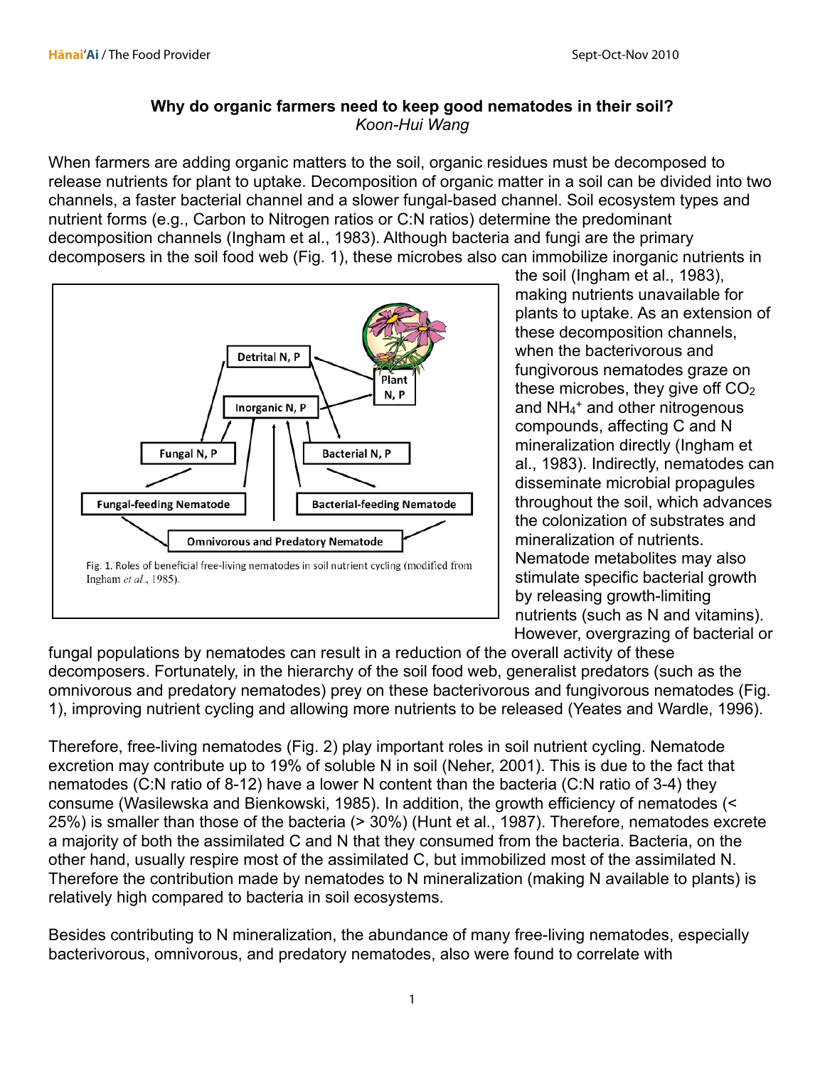# Why do organic farmers need to keep good nematodes in their soil?

*Koon-Hui Wang*

When farmers are adding organic matters to the soil, organic residues must be decomposed to release nutrients for plant to uptake. Decomposition of organic matter in a soil can be divided into two channels, a faster bacterial channel and a slower fungal-based channel. Soil ecosystem types and nutrient forms (e.g., Carbon to Nitrogen ratios or C:N ratios) determine the predominant decomposition channels (Ingham et al., 1983). Although bacteria and fungi are the primary decomposers in the soil food web (Fig. 1), these microbes also can immobilize inorganic nutrients in the soil (Ingham et al., 1983), making nutrients unavailable for plants to uptake. As an extension of these decomposition channels, when the bacterivorous and fungivorous nematodes graze on these microbes, they give off $CO_2$ and $NH_4^+$ and other nitrogenous compounds, affecting C and N mineralization directly (Ingham et al., 1983). Indirectly, nematodes can disseminate microbial propagules throughout the soil, which advances the colonization of substrates and mineralization of nutrients. Nematode metabolites may also stimulate specific bacterial growth by releasing growth-limiting nutrients (such as N and vitamins). However, overgrazing of bacterial or fungal populations by nematodes can result in a reduction of the overall activity of these decomposers. Fortunately, in the hierarchy of the soil food web, generalist predators (such as the omnivorous and predatory nematodes) prey on these bacterivorous and fungivorous nematodes (Fig. 1), improving nutrient cycling and allowing more nutrients to be released (Yeates and Wardle, 1996).

Fig. 1. Roles of beneficial free-living nematodes in soil nutrient cycling (modified from Ingham *et al.*, 1985).

Therefore, free-living nematodes (Fig. 2) play important roles in soil nutrient cycling. Nematode excretion may contribute up to 19% of soluble N in soil (Neher, 2001). This is due to the fact that nematodes (C:N ratio of 8-12) have a lower N content than the bacteria (C:N ratio of 3-4) they consume (Wasilewska and Bienkowski, 1985). In addition, the growth efficiency of nematodes (< 25%) is smaller than those of the bacteria (> 30%) (Hunt et al., 1987). Therefore, nematodes excrete a majority of both the assimilated C and N that they consumed from the bacteria. Bacteria, on the other hand, usually respire most of the assimilated C, but immobilized most of the assimilated N. Therefore the contribution made by nematodes to N mineralization (making N available to plants) is relatively high compared to bacteria in soil ecosystems.

Besides contributing to N mineralization, the abundance of many free-living nematodes, especially bacterivorous, omnivorous, and predatory nematodes, also were found to correlate with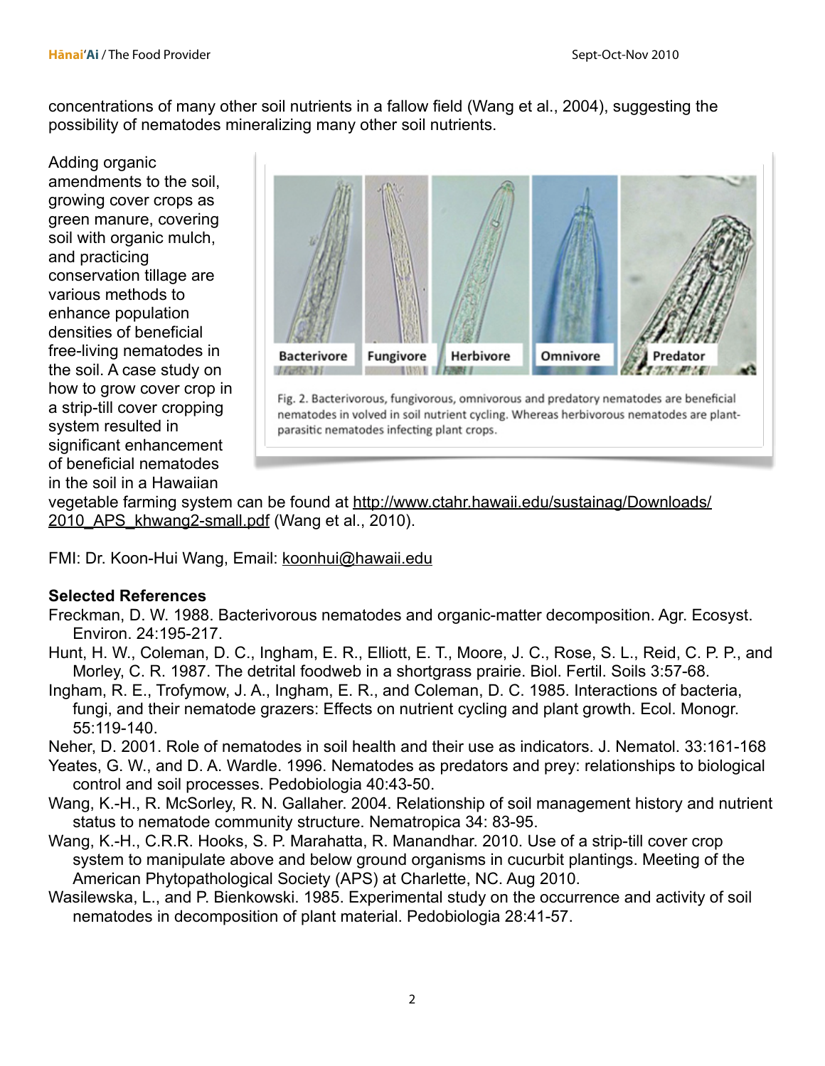concentrations of many other soil nutrients in a fallow field (Wang et al., 2004), suggesting the possibility of nematodes mineralizing many other soil nutrients.

Adding organic amendments to the soil, growing cover crops as green manure, covering soil with organic mulch, and practicing conservation tillage are various methods to enhance population densities of beneficial free-living nematodes in the soil. A case study on how to grow cover crop in a strip-till cover cropping system resulted in significant enhancement of beneficial nematodes in the soil in a Hawaiian vegetable farming system can be found at http://www.ctahr.hawaii.edu/sustainag/Downloads/2010_APS_khwang2-small.pdf (Wang et al., 2010).

Bacterivore

Fungivore

Herbivore

Omnivore

Predator

Fig. 2. Bacterivorous, fungivorous, omnivorous and predatory nematodes are beneficial nematodes in volved in soil nutrient cycling. Whereas herbivorous nematodes are plant-parasitic nematodes infecting plant crops.

FMI: Dr. Koon-Hui Wang, Email: koonhui@hawaii.edu

**Selected References**

Freckman, D. W. 1988. Bacterivorous nematodes and organic-matter decomposition. Agr. Ecosyst. Environ. 24:195-217.

Hunt, H. W., Coleman, D. C., Ingham, E. R., Elliott, E. T., Moore, J. C., Rose, S. L., Reid, C. P. P., and Morley, C. R. 1987. The detrital foodweb in a shortgrass prairie. Biol. Fertil. Soils 3:57-68.

Ingham, R. E., Trofymow, J. A., Ingham, E. R., and Coleman, D. C. 1985. Interactions of bacteria, fungi, and their nematode grazers: Effects on nutrient cycling and plant growth. Ecol. Monogr. 55:119-140.

Neher, D. 2001. Role of nematodes in soil health and their use as indicators. J. Nematol. 33:161-168

Yeates, G. W., and D. A. Wardle. 1996. Nematodes as predators and prey: relationships to biological control and soil processes. Pedobiologia 40:43-50.

Wang, K.-H., R. McSorley, R. N. Gallaher. 2004. Relationship of soil management history and nutrient status to nematode community structure. Nematropica 34: 83-95.

Wang, K.-H., C.R.R. Hooks, S. P. Marahatta, R. Manandhar. 2010. Use of a strip-till cover crop system to manipulate above and below ground organisms in cucurbit plantings. Meeting of the American Phytopathological Society (APS) at Charlette, NC. Aug 2010.

Wasilewska, L., and P. Bienkowski. 1985. Experimental study on the occurrence and activity of soil nematodes in decomposition of plant material. Pedobiologia 28:41-57.